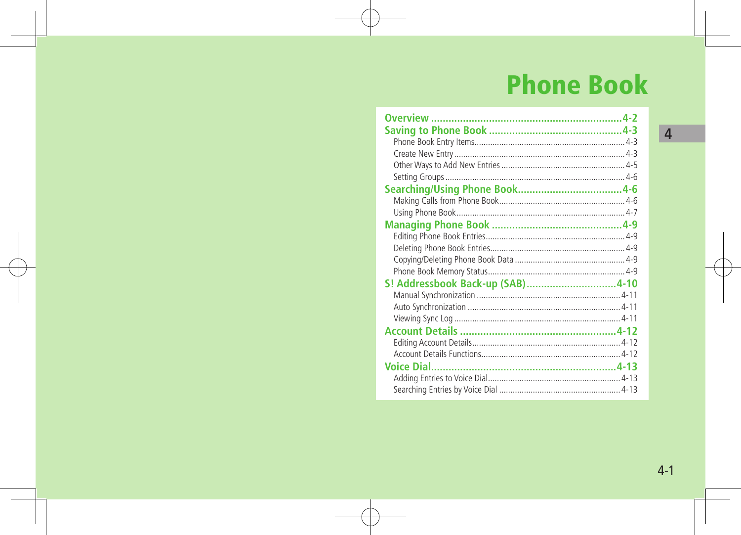# Phone Book

- **Overview** .......... 4-2
- **Saving to Phone Book** .......... 4-3
  - Phone Book Entry Items .......... 4-3
  - Create New Entry .......... 4-3
  - Other Ways to Add New Entries .......... 4-5
  - Setting Groups .......... 4-6
- **Searching/Using Phone Book** .......... 4-6
  - Making Calls from Phone Book .......... 4-6
  - Using Phone Book .......... 4-7
- **Managing Phone Book** .......... 4-9
  - Editing Phone Book Entries .......... 4-9
  - Deleting Phone Book Entries .......... 4-9
  - Copying/Deleting Phone Book Data .......... 4-9
  - Phone Book Memory Status .......... 4-9
- **S! Addressbook Back-up (SAB)** .......... 4-10
  - Manual Synchronization .......... 4-11
  - Auto Synchronization .......... 4-11
  - Viewing Sync Log .......... 4-11
- **Account Details** .......... 4-12
  - Editing Account Details .......... 4-12
  - Account Details Functions .......... 4-12
- **Voice Dial** .......... 4-13
  - Adding Entries to Voice Dial .......... 4-13
  - Searching Entries by Voice Dial .......... 4-13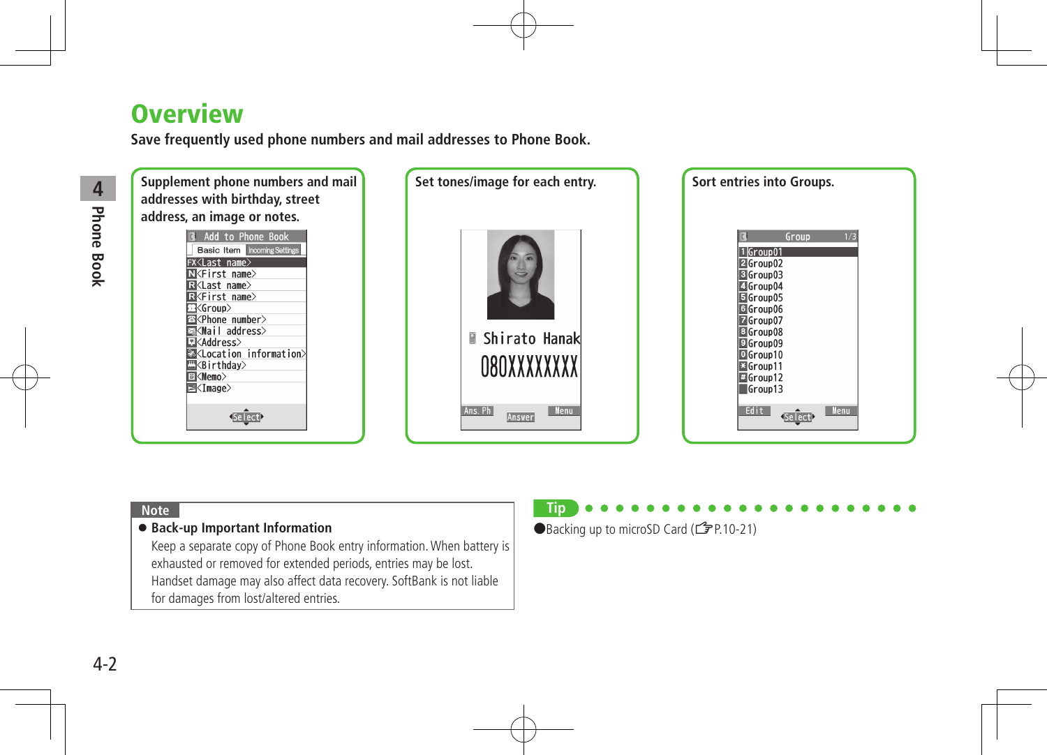# Overview

**Save frequently used phone numbers and mail addresses to Phone Book.**

**Supplement phone numbers and mail addresses with birthday, street address, an image or notes.**

Add to Phone Book

Basic Item | Incoming Settings

FX<Last name>
N<First name>
R<Last name>
R<First name>
<Group>
<Phone number>
<Mail address>
<Address>
<Location information>
<Birthday>
<Memo>
<Image>

Select

**Set tones/image for each entry.**

Shirato Hanak
080XXXXXXXX

Ans. Ph | Answer | Menu

**Sort entries into Groups.**

Group 1/3

1 Group01
2 Group02
3 Group03
4 Group04
5 Group05
6 Group06
7 Group07
8 Group08
9 Group09
0 Group10
* Group11
# Group12
Group13

Edit | Select | Menu

**Note**

- **Back-up Important Information**
  Keep a separate copy of Phone Book entry information. When battery is exhausted or removed for extended periods, entries may be lost. Handset damage may also affect data recovery. SoftBank is not liable for damages from lost/altered entries.

**Tip**

- Backing up to microSD Card (☞P.10-21)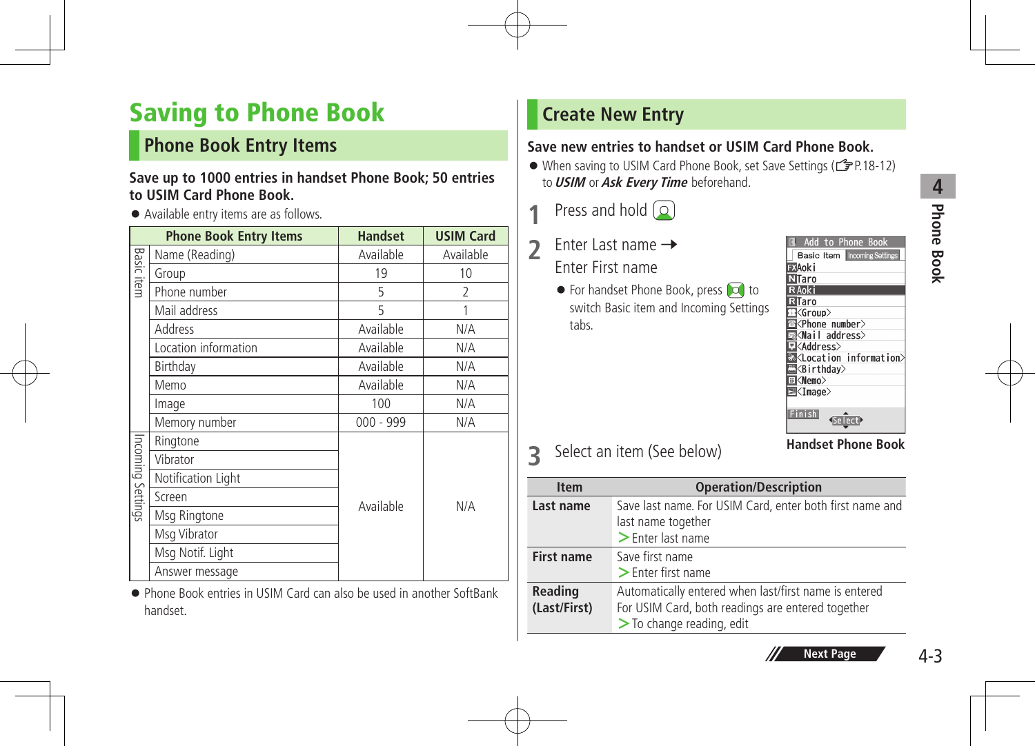# Saving to Phone Book

## Phone Book Entry Items

**Save up to 1000 entries in handset Phone Book; 50 entries to USIM Card Phone Book.**

- Available entry items are as follows.

| | Phone Book Entry Items | Handset | USIM Card |
|---|---|---|---|
| Basic item | Name (Reading) | Available | Available |
| | Group | 19 | 10 |
| | Phone number | 5 | 2 |
| | Mail address | 5 | 1 |
| | Address | Available | N/A |
| | Location information | Available | N/A |
| | Birthday | Available | N/A |
| | Memo | Available | N/A |
| | Image | 100 | N/A |
| | Memory number | 000 - 999 | N/A |
| Incoming Settings | Ringtone | Available | N/A |
| | Vibrator | | |
| | Notification Light | | |
| | Screen | | |
| | Msg Ringtone | | |
| | Msg Vibrator | | |
| | Msg Notif. Light | | |
| | Answer message | | |

- Phone Book entries in USIM Card can also be used in another SoftBank handset.

## Create New Entry

**Save new entries to handset or USIM Card Phone Book.**

- When saving to USIM Card Phone Book, set Save Settings (☞P.18-12) to ***USIM*** or ***Ask Every Time*** beforehand.

1. Press and hold [Phone Book key]
2. Enter Last name → Enter First name
   - For handset Phone Book, press [key] to switch Basic item and Incoming Settings tabs.
3. Select an item (See below)

**Handset Phone Book**

| Item | Operation/Description |
|---|---|
| **Last name** | Save last name. For USIM Card, enter both first name and last name together<br>＞Enter last name |
| **First name** | Save first name<br>＞Enter first name |
| **Reading (Last/First)** | Automatically entered when last/first name is entered<br>For USIM Card, both readings are entered together<br>＞To change reading, edit |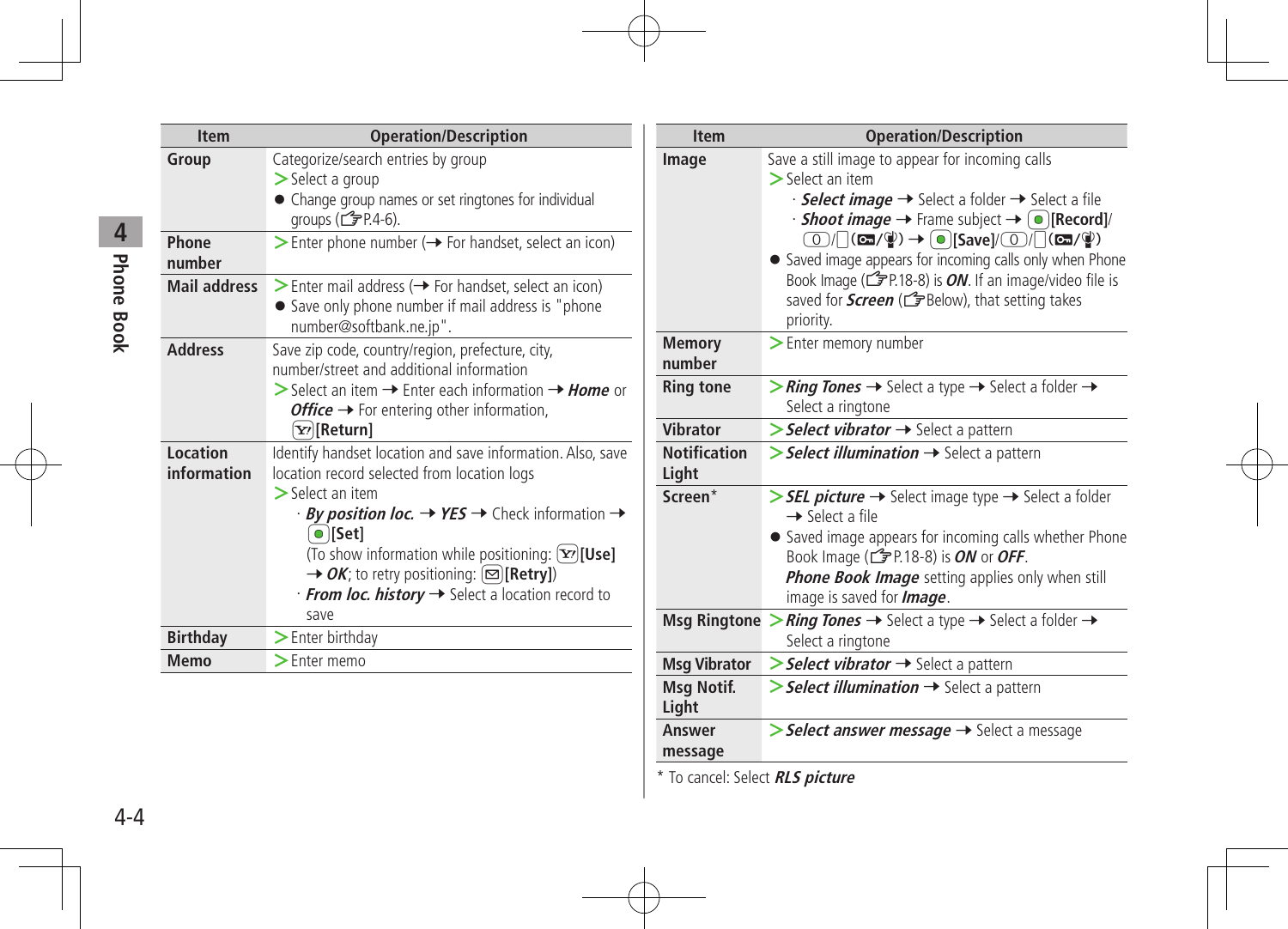| Item | Operation/Description |
|---|---|
| **Group** | Categorize/search entries by group<br>> Select a group<br>● Change group names or set ringtones for individual groups (☞P.4-6). |
| **Phone number** | > Enter phone number (→ For handset, select an icon) |
| **Mail address** | > Enter mail address (→ For handset, select an icon)<br>● Save only phone number if mail address is "phone number@softbank.ne.jp". |
| **Address** | Save zip code, country/region, prefecture, city, number/street and additional information<br>> Select an item → Enter each information → ***Home*** or ***Office*** → For entering other information, [Y!][Return] |
| **Location information** | Identify handset location and save information. Also, save location record selected from location logs<br>> Select an item<br>· ***By position loc.*** → ***YES*** → Check information → [●][Set]<br>(To show information while positioning: [Y!][Use] → ***OK***; to retry positioning: [✉][Retry])<br>· ***From loc. history*** → Select a location record to save |
| **Birthday** | > Enter birthday |
| **Memo** | > Enter memo |

| Item | Operation/Description |
|---|---|
| **Image** | Save a still image to appear for incoming calls<br>> Select an item<br>· ***Select image*** → Select a folder → Select a file<br>· ***Shoot image*** → Frame subject → [●][Record]/[0]/[ ](/) → [●][Save]/[0]/[ ](/)<br>● Saved image appears for incoming calls only when Phone Book Image (☞P.18-8) is ***ON***. If an image/video file is saved for ***Screen*** (☞Below), that setting takes priority. |
| **Memory number** | > Enter memory number |
| **Ring tone** | > ***Ring Tones*** → Select a type → Select a folder → Select a ringtone |
| **Vibrator** | > ***Select vibrator*** → Select a pattern |
| **Notification Light** | > ***Select illumination*** → Select a pattern |
| **Screen*** | > ***SEL picture*** → Select image type → Select a folder → Select a file<br>● Saved image appears for incoming calls whether Phone Book Image (☞P.18-8) is ***ON*** or ***OFF***. ***Phone Book Image*** setting applies only when still image is saved for ***Image***. |
| **Msg Ringtone** | > ***Ring Tones*** → Select a type → Select a folder → Select a ringtone |
| **Msg Vibrator** | > ***Select vibrator*** → Select a pattern |
| **Msg Notif. Light** | > ***Select illumination*** → Select a pattern |
| **Answer message** | > ***Select answer message*** → Select a message |

* To cancel: Select ***RLS picture***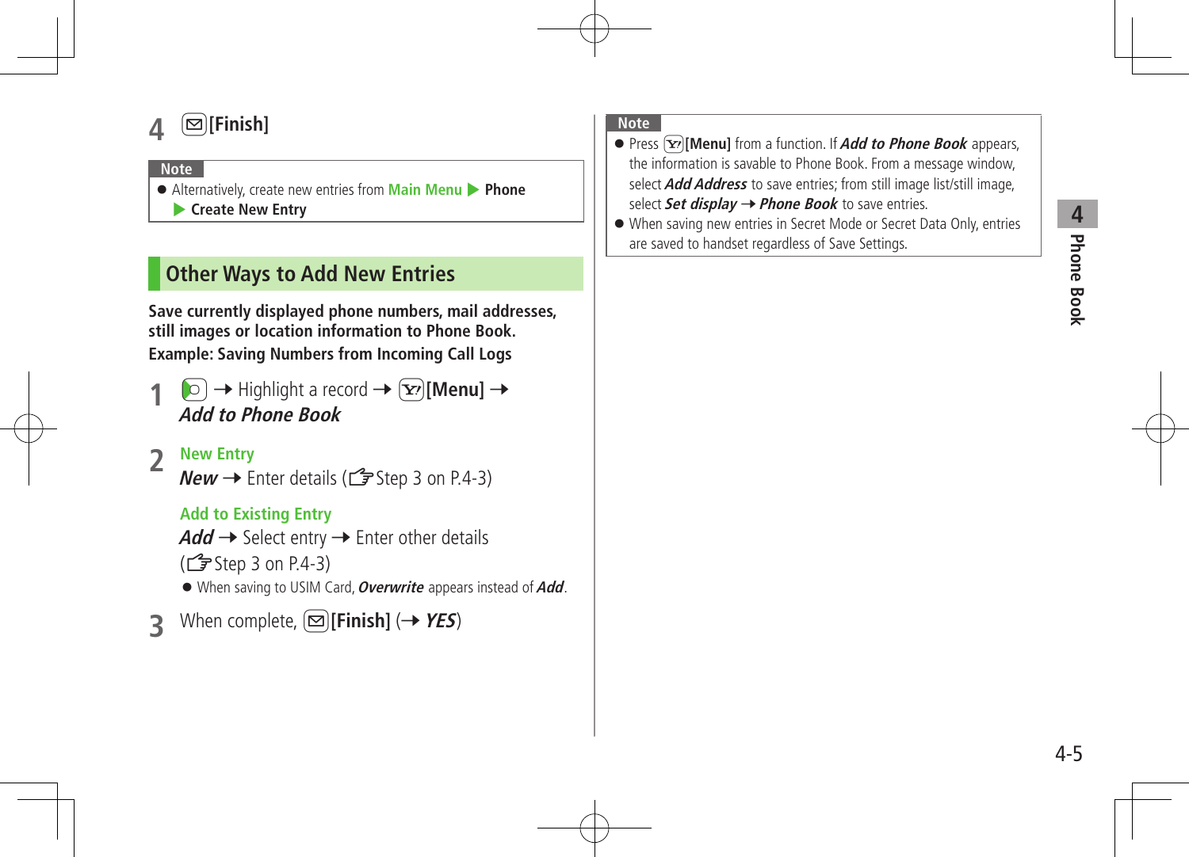**4** [Finish]

**Note**

- Alternatively, create new entries from **Main Menu** ▶ **Phone** ▶ **Create New Entry**

## Other Ways to Add New Entries

**Save currently displayed phone numbers, mail addresses, still images or location information to Phone Book.**
**Example: Saving Numbers from Incoming Call Logs**

**1** → Highlight a record → **[Menu]** → ***Add to Phone Book***

**2** **New Entry**
***New*** → Enter details (☞Step 3 on P.4-3)

**Add to Existing Entry**
***Add*** → Select entry → Enter other details (☞Step 3 on P.4-3)

- When saving to USIM Card, ***Overwrite*** appears instead of ***Add***.

**3** When complete, **[Finish]** (→ ***YES***)

**Note**

- Press **[Menu]** from a function. If ***Add to Phone Book*** appears, the information is savable to Phone Book. From a message window, select ***Add Address*** to save entries; from still image list/still image, select ***Set display*** → ***Phone Book*** to save entries.
- When saving new entries in Secret Mode or Secret Data Only, entries are saved to handset regardless of Save Settings.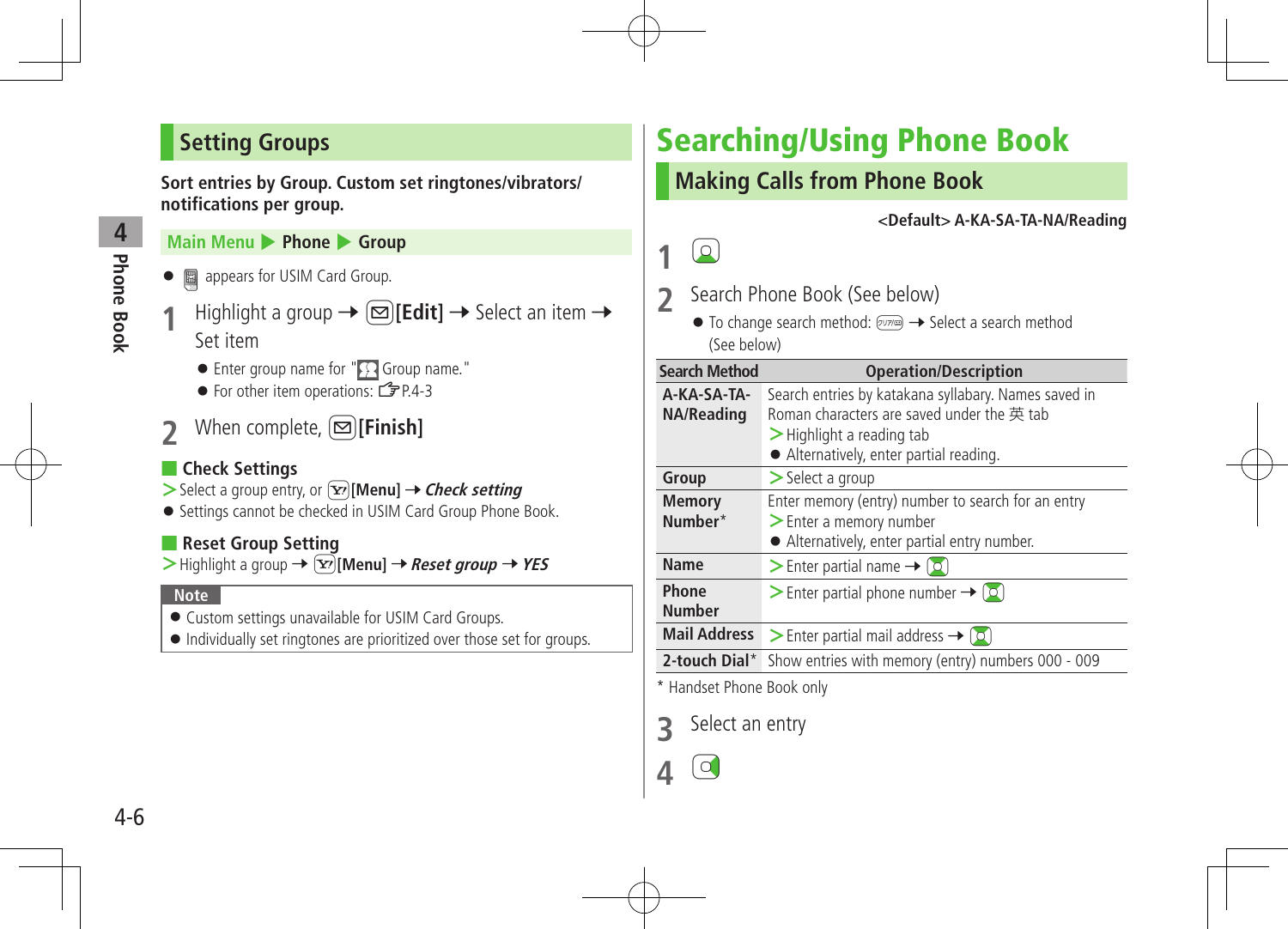## Setting Groups

**Sort entries by Group. Custom set ringtones/vibrators/notifications per group.**

**Main Menu ▶ Phone ▶ Group**

- appears for USIM Card Group.

**1** Highlight a group → **[Edit]** → Select an item → Set item

- Enter group name for " Group name."
- For other item operations: P.4-3

**2** When complete, **[Finish]**

### Check Settings

> Select a group entry, or **[Menu]** → ***Check setting***

- Settings cannot be checked in USIM Card Group Phone Book.

### Reset Group Setting

> Highlight a group → **[Menu]** → ***Reset group*** → ***YES***

**Note**

- Custom settings unavailable for USIM Card Groups.
- Individually set ringtones are prioritized over those set for groups.

# Searching/Using Phone Book

## Making Calls from Phone Book

**<Default> A-KA-SA-TA-NA/Reading**

**1**

**2** Search Phone Book (See below)

- To change search method: → Select a search method (See below)

| Search Method | Operation/Description |
|---|---|
| **A-KA-SA-TA-NA/Reading** | Search entries by katakana syllabary. Names saved in Roman characters are saved under the 英 tab<br>> Highlight a reading tab<br>● Alternatively, enter partial reading. |
| **Group** | > Select a group |
| **Memory Number*** | Enter memory (entry) number to search for an entry<br>> Enter a memory number<br>● Alternatively, enter partial entry number. |
| **Name** | > Enter partial name → |
| **Phone Number** | > Enter partial phone number → |
| **Mail Address** | > Enter partial mail address → |
| **2-touch Dial*** | Show entries with memory (entry) numbers 000 - 009 |

\* Handset Phone Book only

**3** Select an entry

**4**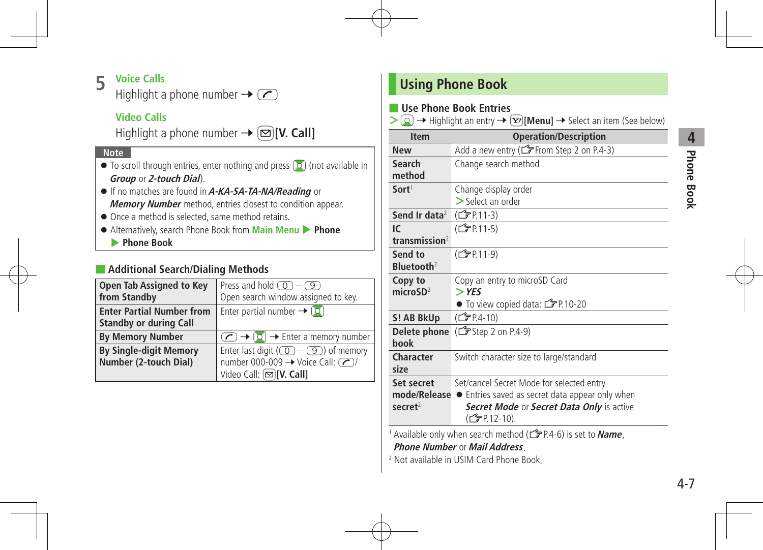**5** **Voice Calls**

Highlight a phone number → [Call key]

**Video Calls**

Highlight a phone number → [Mail key]**[V. Call]**

**Note**

- To scroll through entries, enter nothing and press [Navigation key] (not available in ***Group*** or ***2-touch Dial***).
- If no matches are found in ***A-KA-SA-TA-NA/Reading*** or ***Memory Number*** method, entries closest to condition appear.
- Once a method is selected, same method retains.
- Alternatively, search Phone Book from **Main Menu** ▶ **Phone** ▶ **Phone Book**

## Additional Search/Dialing Methods

| | |
|---|---|
| **Open Tab Assigned to Key from Standby** | Press and hold [0] – [9]<br>Open search window assigned to key. |
| **Enter Partial Number from Standby or during Call** | Enter partial number → [Navigation key] |
| **By Memory Number** | [Call key] → [Navigation key] → Enter a memory number |
| **By Single-digit Memory Number (2-touch Dial)** | Enter last digit ([0] – [9]) of memory number 000-009 → Voice Call: [Call key]/ Video Call: [Mail key]**[V. Call]** |

## Using Phone Book

### Use Phone Book Entries

> [Phone Book key] → Highlight an entry → [Y!]**[Menu]** → Select an item (See below)

| Item | Operation/Description |
|---|---|
| **New** | Add a new entry (☞From Step 2 on P.4-3) |
| **Search method** | Change search method |
| **Sort**[1] | Change display order<br>> Select an order |
| **Send Ir data**[2] | (☞P.11-3) |
| **IC transmission**[2] | (☞P.11-5) |
| **Send to Bluetooth**[2] | (☞P.11-9) |
| **Copy to microSD**[2] | Copy an entry to microSD Card<br>> ***YES***<br>● To view copied data: ☞P.10-20 |
| **S! AB BkUp** | (☞P.4-10) |
| **Delete phone book** | (☞Step 2 on P.4-9) |
| **Character size** | Switch character size to large/standard |
| **Set secret mode/Release secret**[2] | Set/cancel Secret Mode for selected entry<br>● Entries saved as secret data appear only when ***Secret Mode*** or ***Secret Data Only*** is active (☞P.12-10). |

[1] Available only when search method (☞P.4-6) is set to ***Name***, ***Phone Number*** or ***Mail Address***.

[2] Not available in USIM Card Phone Book.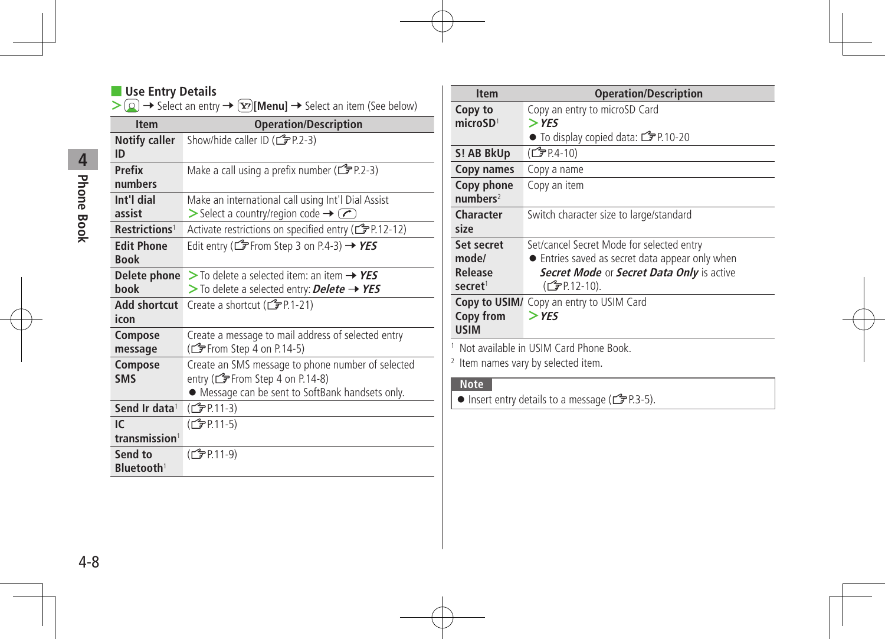## Use Entry Details

> [phonebook key] → Select an entry → [Y!][Menu] → Select an item (See below)

| Item | Operation/Description |
| --- | --- |
| Notify caller ID | Show/hide caller ID (☞P.2-3) |
| Prefix numbers | Make a call using a prefix number (☞P.2-3) |
| Int'l dial assist | Make an international call using Int'l Dial Assist<br>> Select a country/region code → [call key] |
| Restrictions[1] | Activate restrictions on specified entry (☞P.12-12) |
| Edit Phone Book | Edit entry (☞From Step 3 on P.4-3) → ***YES*** |
| Delete phone book | > To delete a selected item: an item → ***YES***<br>> To delete a selected entry: ***Delete*** → ***YES*** |
| Add shortcut icon | Create a shortcut (☞P.1-21) |
| Compose message | Create a message to mail address of selected entry (☞From Step 4 on P.14-5) |
| Compose SMS | Create an SMS message to phone number of selected entry (☞From Step 4 on P.14-8)<br>● Message can be sent to SoftBank handsets only. |
| Send Ir data[1] | (☞P.11-3) |
| IC transmission[1] | (☞P.11-5) |
| Send to Bluetooth[1] | (☞P.11-9) |
| Copy to microSD[1] | Copy an entry to microSD Card<br>> ***YES***<br>● To display copied data: ☞P.10-20 |
| S! AB BkUp | (☞P.4-10) |
| Copy names | Copy a name |
| Copy phone numbers[2] | Copy an item |
| Character size | Switch character size to large/standard |
| Set secret mode/ Release secret[1] | Set/cancel Secret Mode for selected entry<br>● Entries saved as secret data appear only when ***Secret Mode*** or ***Secret Data Only*** is active (☞P.12-10). |
| Copy to USIM/ Copy from USIM | Copy an entry to USIM Card<br>> ***YES*** |

[1] Not available in USIM Card Phone Book.

[2] Item names vary by selected item.

**Note**

- Insert entry details to a message (☞P.3-5).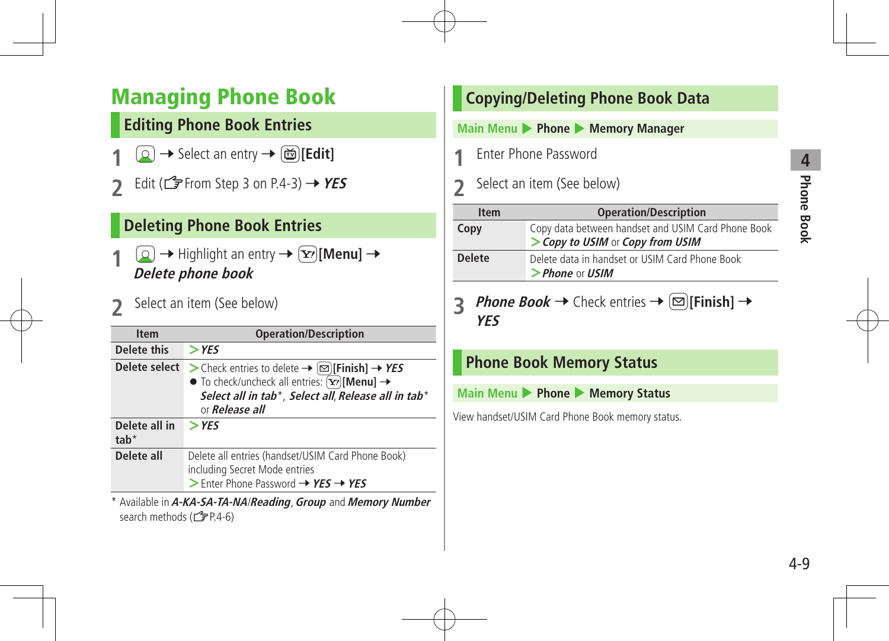# Managing Phone Book

## Editing Phone Book Entries

1. → Select an entry → [Edit]
2. Edit (☞From Step 3 on P.4-3) → ***YES***

## Deleting Phone Book Entries

1. → Highlight an entry → [Menu] → ***Delete phone book***
2. Select an item (See below)

| Item | Operation/Description |
|---|---|
| **Delete this** | > ***YES*** |
| **Delete select** | > Check entries to delete → [Finish] → ***YES***<br>● To check/uncheck all entries: [Menu] → ***Select all in tab****, ***Select all***, ***Release all in tab**** or ***Release all*** |
| **Delete all in tab*** | > ***YES*** |
| **Delete all** | Delete all entries (handset/USIM Card Phone Book) including Secret Mode entries<br>> Enter Phone Password → ***YES*** → ***YES*** |

* Available in ***A-KA-SA-TA-NA/Reading***, ***Group*** and ***Memory Number*** search methods (☞P.4-6)

## Copying/Deleting Phone Book Data

**Main Menu ▶ Phone ▶ Memory Manager**

1. Enter Phone Password
2. Select an item (See below)

| Item | Operation/Description |
|---|---|
| **Copy** | Copy data between handset and USIM Card Phone Book<br>> ***Copy to USIM*** or ***Copy from USIM*** |
| **Delete** | Delete data in handset or USIM Card Phone Book<br>> ***Phone*** or ***USIM*** |

3. ***Phone Book*** → Check entries → [Finish] → ***YES***

## Phone Book Memory Status

**Main Menu ▶ Phone ▶ Memory Status**

View handset/USIM Card Phone Book memory status.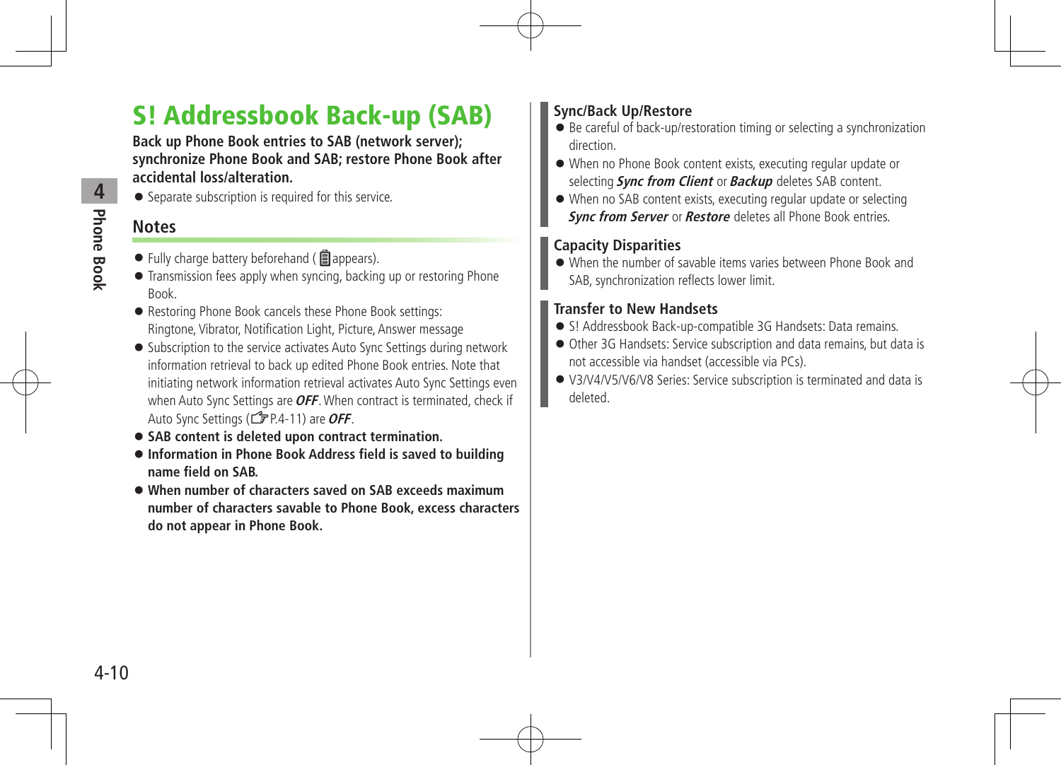# S! Addressbook Back-up (SAB)

**Back up Phone Book entries to SAB (network server); synchronize Phone Book and SAB; restore Phone Book after accidental loss/alteration.**

- Separate subscription is required for this service.

## Notes

- Fully charge battery beforehand ( appears).
- Transmission fees apply when syncing, backing up or restoring Phone Book.
- Restoring Phone Book cancels these Phone Book settings: Ringtone, Vibrator, Notification Light, Picture, Answer message
- Subscription to the service activates Auto Sync Settings during network information retrieval to back up edited Phone Book entries. Note that initiating network information retrieval activates Auto Sync Settings even when Auto Sync Settings are ***OFF***. When contract is terminated, check if Auto Sync Settings (☞P.4-11) are ***OFF***.
- **SAB content is deleted upon contract termination.**
- **Information in Phone Book Address field is saved to building name field on SAB.**
- **When number of characters saved on SAB exceeds maximum number of characters savable to Phone Book, excess characters do not appear in Phone Book.**

### Sync/Back Up/Restore

- Be careful of back-up/restoration timing or selecting a synchronization direction.
- When no Phone Book content exists, executing regular update or selecting ***Sync from Client*** or ***Backup*** deletes SAB content.
- When no SAB content exists, executing regular update or selecting ***Sync from Server*** or ***Restore*** deletes all Phone Book entries.

### Capacity Disparities

- When the number of savable items varies between Phone Book and SAB, synchronization reflects lower limit.

### Transfer to New Handsets

- S! Addressbook Back-up-compatible 3G Handsets: Data remains.
- Other 3G Handsets: Service subscription and data remains, but data is not accessible via handset (accessible via PCs).
- V3/V4/V5/V6/V8 Series: Service subscription is terminated and data is deleted.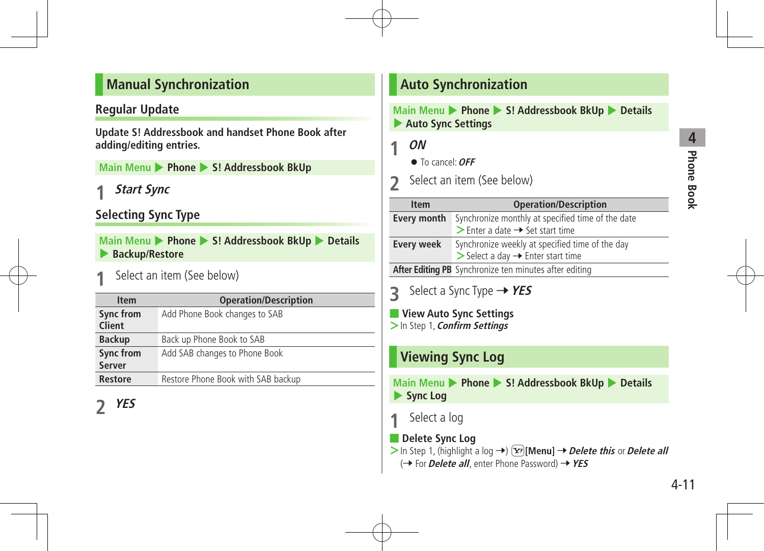## Manual Synchronization

### Regular Update

**Update S! Addressbook and handset Phone Book after adding/editing entries.**

Main Menu ▶ **Phone** ▶ **S! Addressbook BkUp**

1 ***Start Sync***

### Selecting Sync Type

Main Menu ▶ **Phone** ▶ **S! Addressbook BkUp** ▶ **Details** ▶ **Backup/Restore**

1 Select an item (See below)

| Item | Operation/Description |
|---|---|
| **Sync from Client** | Add Phone Book changes to SAB |
| **Backup** | Back up Phone Book to SAB |
| **Sync from Server** | Add SAB changes to Phone Book |
| **Restore** | Restore Phone Book with SAB backup |

2 ***YES***

## Auto Synchronization

Main Menu ▶ **Phone** ▶ **S! Addressbook BkUp** ▶ **Details** ▶ **Auto Sync Settings**

1 ***ON***

- To cancel: ***OFF***

2 Select an item (See below)

| Item | Operation/Description |
|---|---|
| **Every month** | Synchronize monthly at specified time of the date<br>> Enter a date → Set start time |
| **Every week** | Synchronize weekly at specified time of the day<br>> Select a day → Enter start time |
| **After Editing PB** | Synchronize ten minutes after editing |

3 Select a Sync Type → ***YES***

**View Auto Sync Settings**

> In Step 1, ***Confirm Settings***

## Viewing Sync Log

Main Menu ▶ **Phone** ▶ **S! Addressbook BkUp** ▶ **Details** ▶ **Sync Log**

1 Select a log

**Delete Sync Log**

> In Step 1, (highlight a log →) [Y!] **[Menu]** → ***Delete this*** or ***Delete all*** (→ For ***Delete all***, enter Phone Password) → ***YES***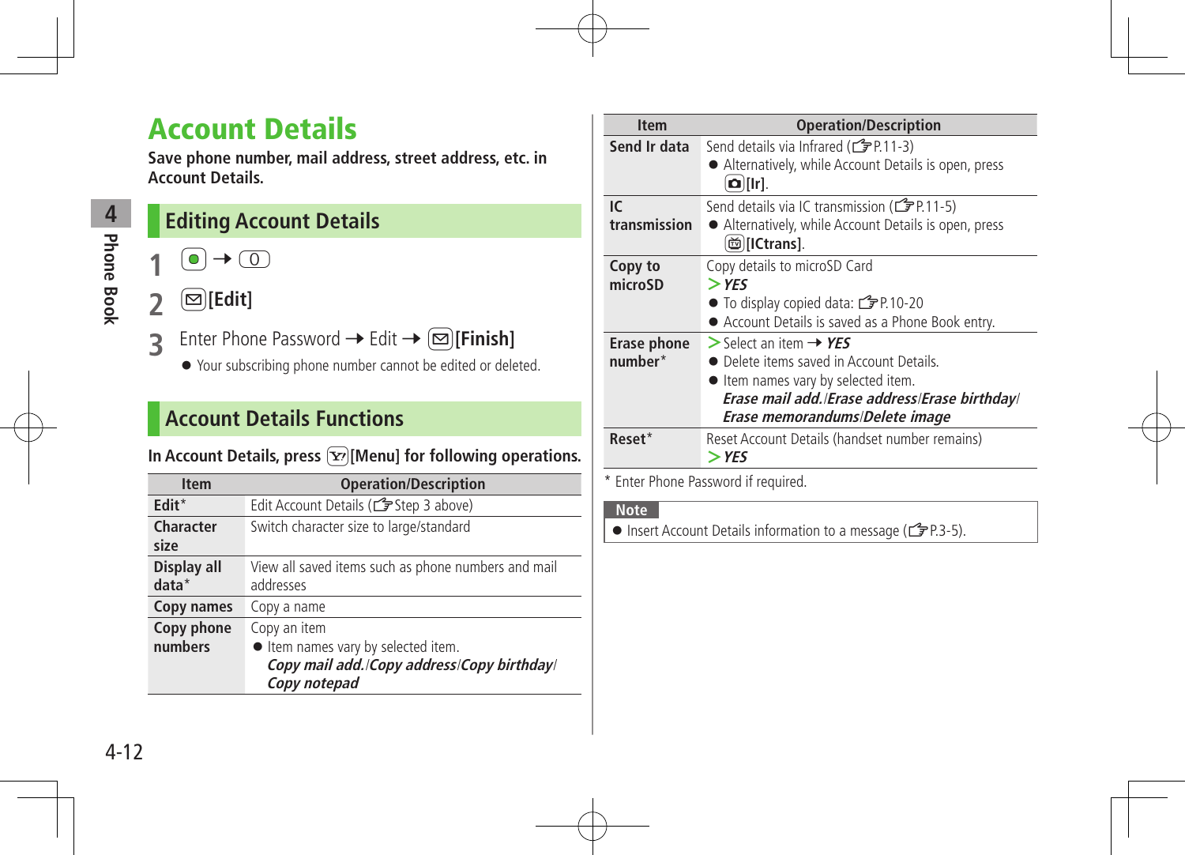# Account Details

**Save phone number, mail address, street address, etc. in Account Details.**

## Editing Account Details

**1** ● → 0

**2** ✉ **[Edit]**

**3** Enter Phone Password → Edit → ✉ **[Finish]**

- Your subscribing phone number cannot be edited or deleted.

## Account Details Functions

**In Account Details, press Y! [Menu] for following operations.**

| Item | Operation/Description |
|---|---|
| **Edit*** | Edit Account Details (☞Step 3 above) |
| **Character size** | Switch character size to large/standard |
| **Display all data*** | View all saved items such as phone numbers and mail addresses |
| **Copy names** | Copy a name |
| **Copy phone numbers** | Copy an item<br>● Item names vary by selected item.<br>***Copy mail add.*/*Copy address*/*Copy birthday*/*Copy notepad*** |
| **Send Ir data** | Send details via Infrared (☞P.11-3)<br>● Alternatively, while Account Details is open, press 📷 **[Ir]**. |
| **IC transmission** | Send details via IC transmission (☞P.11-5)<br>● Alternatively, while Account Details is open, press 📺 **[ICtrans]**. |
| **Copy to microSD** | Copy details to microSD Card<br>> ***YES***<br>● To display copied data: ☞P.10-20<br>● Account Details is saved as a Phone Book entry. |
| **Erase phone number*** | > Select an item → ***YES***<br>● Delete items saved in Account Details.<br>● Item names vary by selected item.<br>***Erase mail add.*/*Erase address*/*Erase birthday*/*Erase memorandums*/*Delete image*** |
| **Reset*** | Reset Account Details (handset number remains)<br>> ***YES*** |

\* Enter Phone Password if required.

**Note**

- Insert Account Details information to a message (☞P.3-5).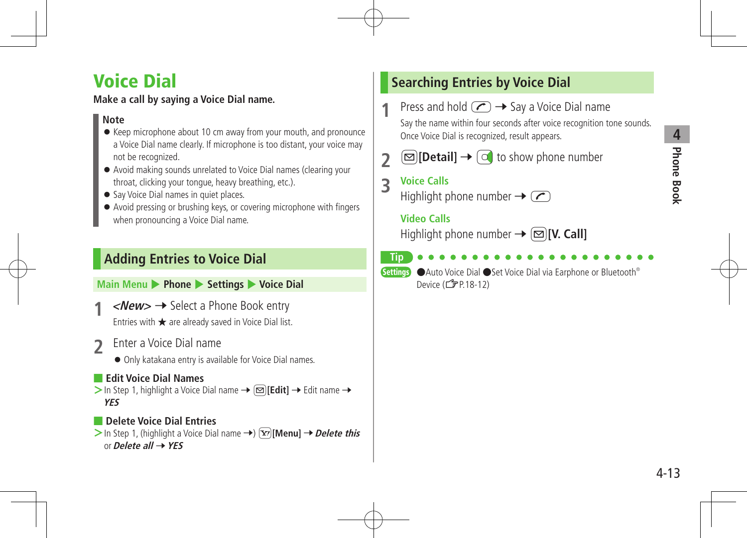# Voice Dial

**Make a call by saying a Voice Dial name.**

**Note**

- Keep microphone about 10 cm away from your mouth, and pronounce a Voice Dial name clearly. If microphone is too distant, your voice may not be recognized.
- Avoid making sounds unrelated to Voice Dial names (clearing your throat, clicking your tongue, heavy breathing, etc.).
- Say Voice Dial names in quiet places.
- Avoid pressing or brushing keys, or covering microphone with fingers when pronouncing a Voice Dial name.

## Adding Entries to Voice Dial

Main Menu ▶ **Phone** ▶ **Settings** ▶ **Voice Dial**

**1** ***<New>*** → Select a Phone Book entry

Entries with ★ are already saved in Voice Dial list.

**2** Enter a Voice Dial name

- Only katakana entry is available for Voice Dial names.

### Edit Voice Dial Names

> In Step 1, highlight a Voice Dial name → **[Edit]** → Edit name → ***YES***

### Delete Voice Dial Entries

> In Step 1, (highlight a Voice Dial name →) **[Menu]** → ***Delete this*** or ***Delete all*** → ***YES***

## Searching Entries by Voice Dial

**1** Press and hold → Say a Voice Dial name

Say the name within four seconds after voice recognition tone sounds. Once Voice Dial is recognized, result appears.

**2** **[Detail]** → to show phone number

**3** **Voice Calls**

Highlight phone number →

**Video Calls**

Highlight phone number → **[V. Call]**

**Tip**

**Settings** ●Auto Voice Dial ●Set Voice Dial via Earphone or Bluetooth® Device (☞P.18-12)